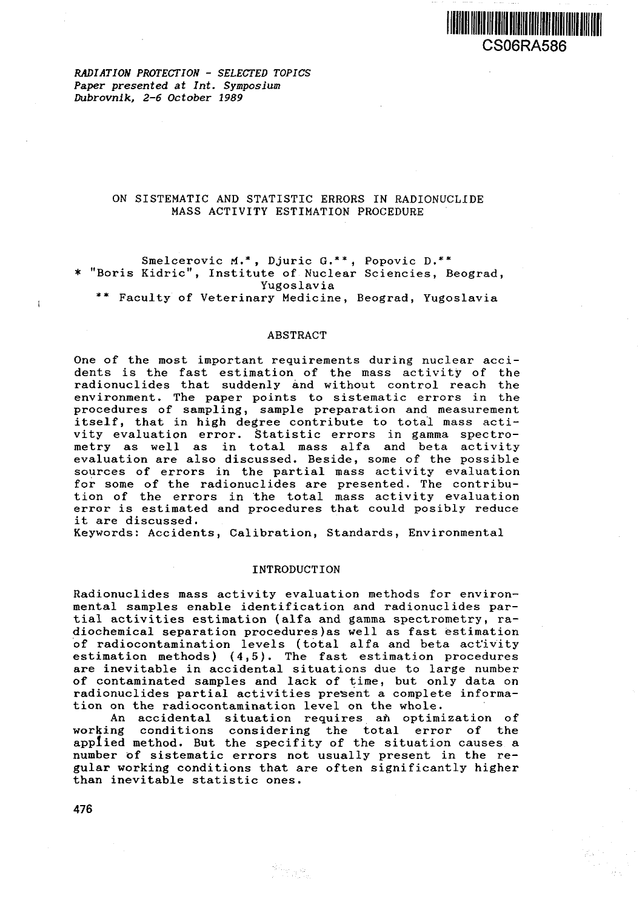CS06RA586

*RADIATION PROTECTION - SELECTED TOPICS*
*Paper presented at Int. Symposium*
*Dubrovnik, 2-6 October 1989*

# ON SISTEMATIC AND STATISTIC ERRORS IN RADIONUCLIDE MASS ACTIVITY ESTIMATION PROCEDURE

Smelcerovic M.*, Djuric G.**, Popovic D.**

* "Boris Kidric", Institute of Nuclear Sciencies, Beograd, Yugoslavia

** Faculty of Veterinary Medicine, Beograd, Yugoslavia

## ABSTRACT

One of the most important requirements during nuclear accidents is the fast estimation of the mass activity of the radionuclides that suddenly and without control reach the environment. The paper points to sistematic errors in the procedures of sampling, sample preparation and measurement itself, that in high degree contribute to total mass activity evaluation error. Statistic errors in gamma spectrometry as well as in total mass alfa and beta activity evaluation are also discussed. Beside, some of the possible sources of errors in the partial mass activity evaluation for some of the radionuclides are presented. The contribution of the errors in the total mass activity evaluation error is estimated and procedures that could posibly reduce it are discussed.

Keywords: Accidents, Calibration, Standards, Environmental

## INTRODUCTION

Radionuclides mass activity evaluation methods for environmental samples enable identification and radionuclides partial activities estimation (alfa and gamma spectrometry, radiochemical separation procedures)as well as fast estimation of radiocontamination levels (total alfa and beta activity estimation methods) (4,5). The fast estimation procedures are inevitable in accidental situations due to large number of contaminated samples and lack of time, but only data on radionuclides partial activities present a complete information on the radiocontamination level on the whole.

An accidental situation requires an optimization of working conditions considering the total error of the applied method. But the specifity of the situation causes a number of sistematic errors not usually present in the regular working conditions that are often significantly higher than inevitable statistic ones.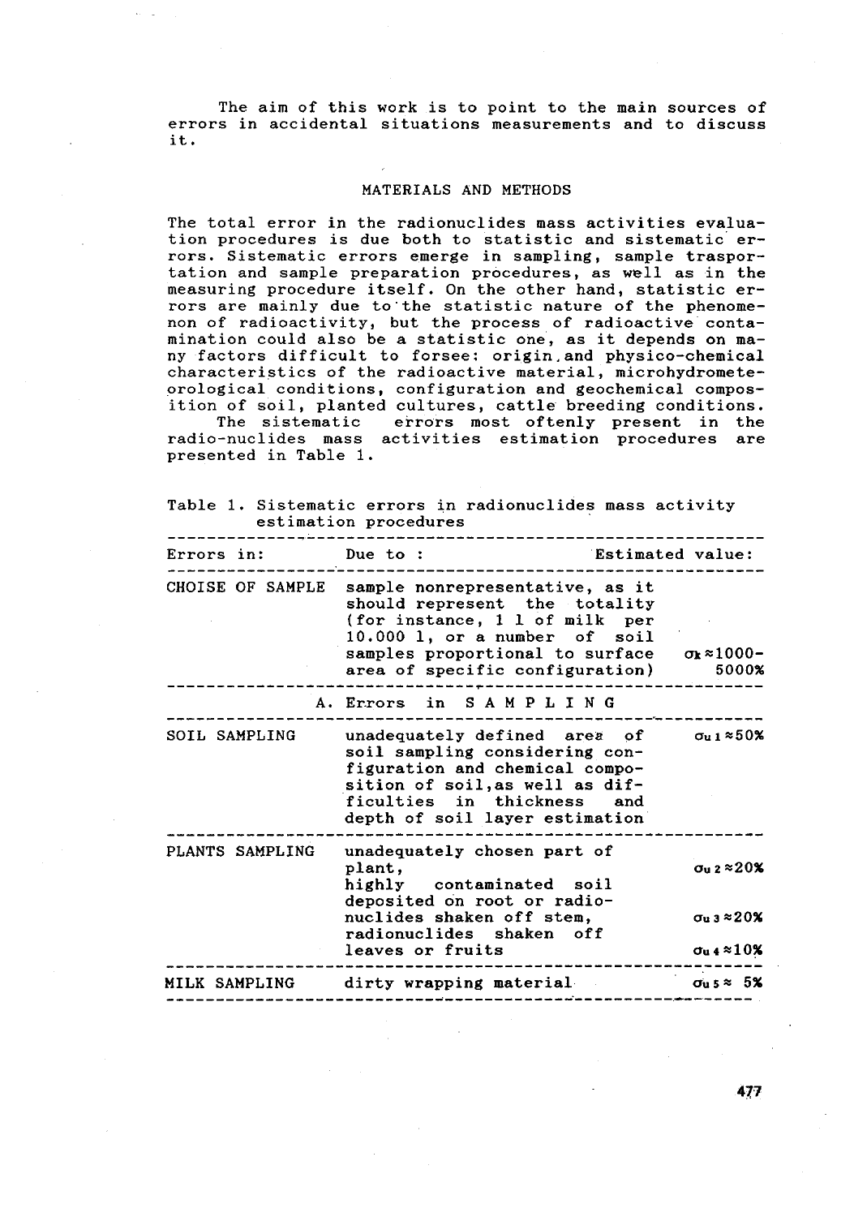The aim of this work is to point to the main sources of errors in accidental situations measurements and to discuss it.

## MATERIALS AND METHODS

The total error in the radionuclides mass activities evaluation procedures is due both to statistic and sistematic errors. Sistematic errors emerge in sampling, sample trasportation and sample preparation procedures, as well as in the measuring procedure itself. On the other hand, statistic errors are mainly due to the statistic nature of the phenomenon of radioactivity, but the process of radioactive contamination could also be a statistic one, as it depends on many factors difficult to forsee: origin and physico-chemical characteristics of the radioactive material, microhydrometeorological conditions, configuration and geochemical composition of soil, planted cultures, cattle breeding conditions.

The sistematic errors most oftenly present in the radio-nuclides mass activities estimation procedures are presented in Table 1.

Table 1. Sistematic errors in radionuclides mass activity estimation procedures

| Errors in: | Due to : | Estimated value: |
|---|---|---|
| CHOISE OF SAMPLE | sample nonrepresentative, as it should represent the totality (for instance, 1 l of milk per 10.000 l, or a number of soil samples proportional to surface area of specific configuration) | $\sigma_k \approx 1000$-$5000\%$ |
| | A. Errors in S A M P L I N G | |
| SOIL SAMPLING | unadequately defined area of soil sampling considering configuration and chemical composition of soil, as well as difficulties in thickness and depth of soil layer estimation | $\sigma_{u1} \approx 50\%$ |
| PLANTS SAMPLING | unadequately chosen part of plant, | $\sigma_{u2} \approx 20\%$ |
| | highly contaminated soil deposited on root or radionuclides shaken off stem, | $\sigma_{u3} \approx 20\%$ |
| | radionuclides shaken off leaves or fruits | $\sigma_{u4} \approx 10\%$ |
| MILK SAMPLING | dirty wrapping material | $\sigma_{u5} \approx 5\%$ |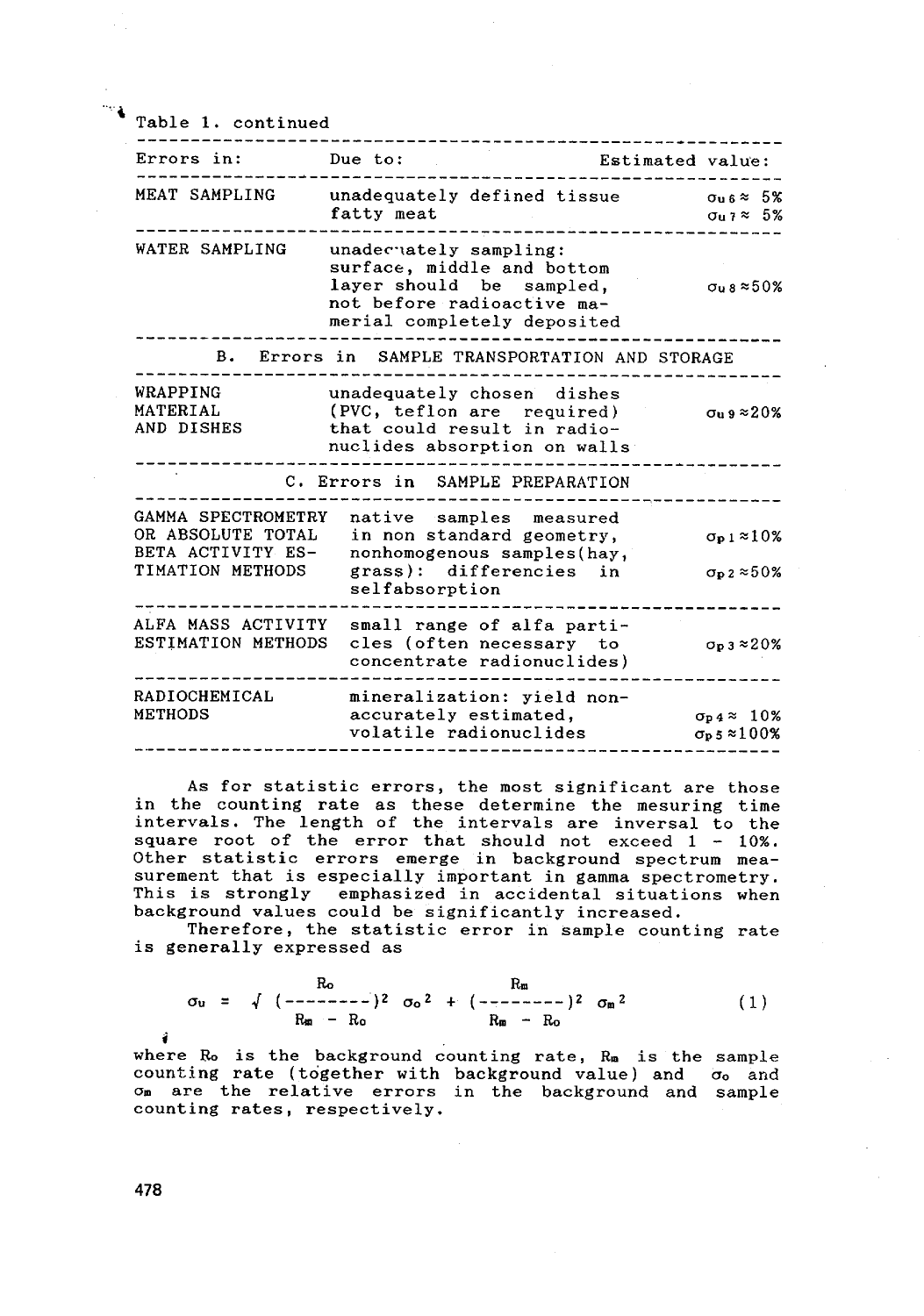Table 1. continued

| Errors in: | Due to: | Estimated value: |
|---|---|---|
| MEAT SAMPLING | unadequately defined tissue<br>fatty meat | $\sigma_{u6} \approx$ 5%<br>$\sigma_{u7} \approx$ 5% |
| WATER SAMPLING | unadeceatedly sampling: surface, middle and bottom layer should be sampled, not before radioactive mamerial completely deposited | $\sigma_{u8} \approx$50% |
| **B. Errors in SAMPLE TRANSPORTATION AND STORAGE** | | |
| WRAPPING MATERIAL AND DISHES | unadequately chosen dishes (PVC, teflon are required) that could result in radionuclides absorption on walls | $\sigma_{u9} \approx$20% |
| **C. Errors in SAMPLE PREPARATION** | | |
| GAMMA SPECTROMETRY OR ABSOLUTE TOTAL BETA ACTIVITY ESTIMATION METHODS | native samples measured in non standard geometry, nonhomogenous samples(hay, grass): differencies in selfabsorption | $\sigma_{p1} \approx$10%<br>$\sigma_{p2} \approx$50% |
| ALFA MASS ACTIVITY ESTIMATION METHODS | small range of alfa particles (often necessary to concentrate radionuclides) | $\sigma_{p3} \approx$20% |
| RADIOCHEMICAL METHODS | mineralization: yield nonaccurately estimated,<br>volatile radionuclides | $\sigma_{p4} \approx$ 10%<br>$\sigma_{p5} \approx$100% |

As for statistic errors, the most significant are those in the counting rate as these determine the mesuring time intervals. The length of the intervals are inversal to the square root of the error that should not exceed 1 - 10%. Other statistic errors emerge in background spectrum measurement that is especially important in gamma spectrometry. This is strongly emphasized in accidental situations when background values could be significantly increased.

Therefore, the statistic error in sample counting rate is generally expressed as

$$\sigma_u = \sqrt{\left(\frac{R_o}{R_m - R_o}\right)^2 \sigma_o^2 + \left(\frac{R_m}{R_m - R_o}\right)^2 \sigma_m^2} \qquad (1)$$

where $R_o$ is the background counting rate, $R_m$ is the sample counting rate (together with background value) and $\sigma_o$ and $\sigma_m$ are the relative errors in the background and sample counting rates, respectively.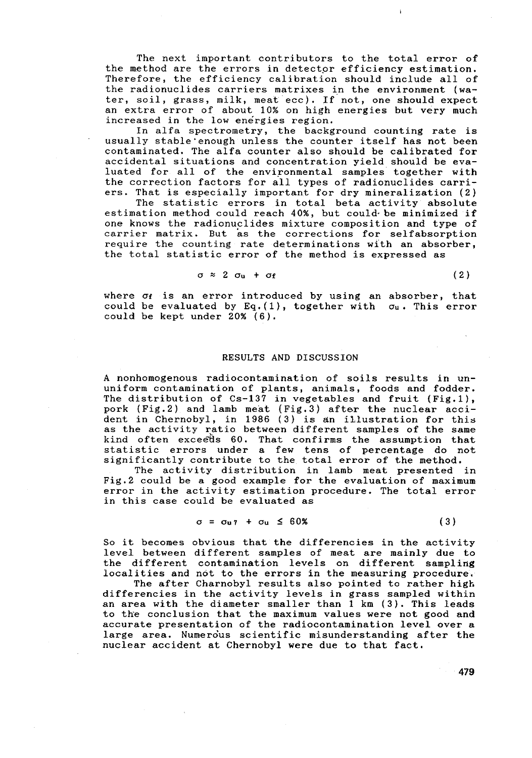The next important contributors to the total error of the method are the errors in detector efficiency estimation. Therefore, the efficiency calibration should include all of the radionuclides carriers matrixes in the environment (water, soil, grass, milk, meat ecc). If not, one should expect an extra error of about 10% on high energies but very much increased in the low energies region.

In alfa spectrometry, the background counting rate is usually stable enough unless the counter itself has not been contaminated. The alfa counter also should be calibrated for accidental situations and concentration yield should be evaluated for all of the environmental samples together with the correction factors for all types of radionuclides carriers. That is especially important for dry mineralization (2)

The statistic errors in total beta activity absolute estimation method could reach 40%, but could be minimized if one knows the radionuclides mixture composition and type of carrier matrix. But as the corrections for selfabsorption require the counting rate determinations with an absorber, the total statistic error of the method is expressed as

$$\sigma \approx 2\ \sigma_u + \sigma_f \qquad (2)$$

where $\sigma_f$ is an error introduced by using an absorber, that could be evaluated by Eq.(1), together with $\sigma_u$. This error could be kept under 20% (6).

## RESULTS AND DISCUSSION

A nonhomogenous radiocontamination of soils results in ununiform contamination of plants, animals, foods and fodder. The distribution of Cs-137 in vegetables and fruit (Fig.1), pork (Fig.2) and lamb meat (Fig.3) after the nuclear accident in Chernobyl, in 1986 (3) is an illustration for this as the activity ratio between different samples of the same kind often exceeds 60. That confirms the assumption that statistic errors under a few tens of percentage do not significantly contribute to the total error of the method.

The activity distribution in lamb meat presented in Fig.2 could be a good example for the evaluation of maximum error in the activity estimation procedure. The total error in this case could be evaluated as

$$\sigma = \sigma_{u7} + \sigma_u \leq 60\% \qquad (3)$$

So it becomes obvious that the differencies in the activity level between different samples of meat are mainly due to the different contamination levels on different sampling localities and not to the errors in the measuring procedure.

The after Charnobyl results also pointed to rather high differencies in the activity levels in grass sampled within an area with the diameter smaller than 1 km (3). This leads to the conclusion that the maximum values were not good and accurate presentation of the radiocontamination level over a large area. Numerous scientific misunderstanding after the nuclear accident at Chernobyl were due to that fact.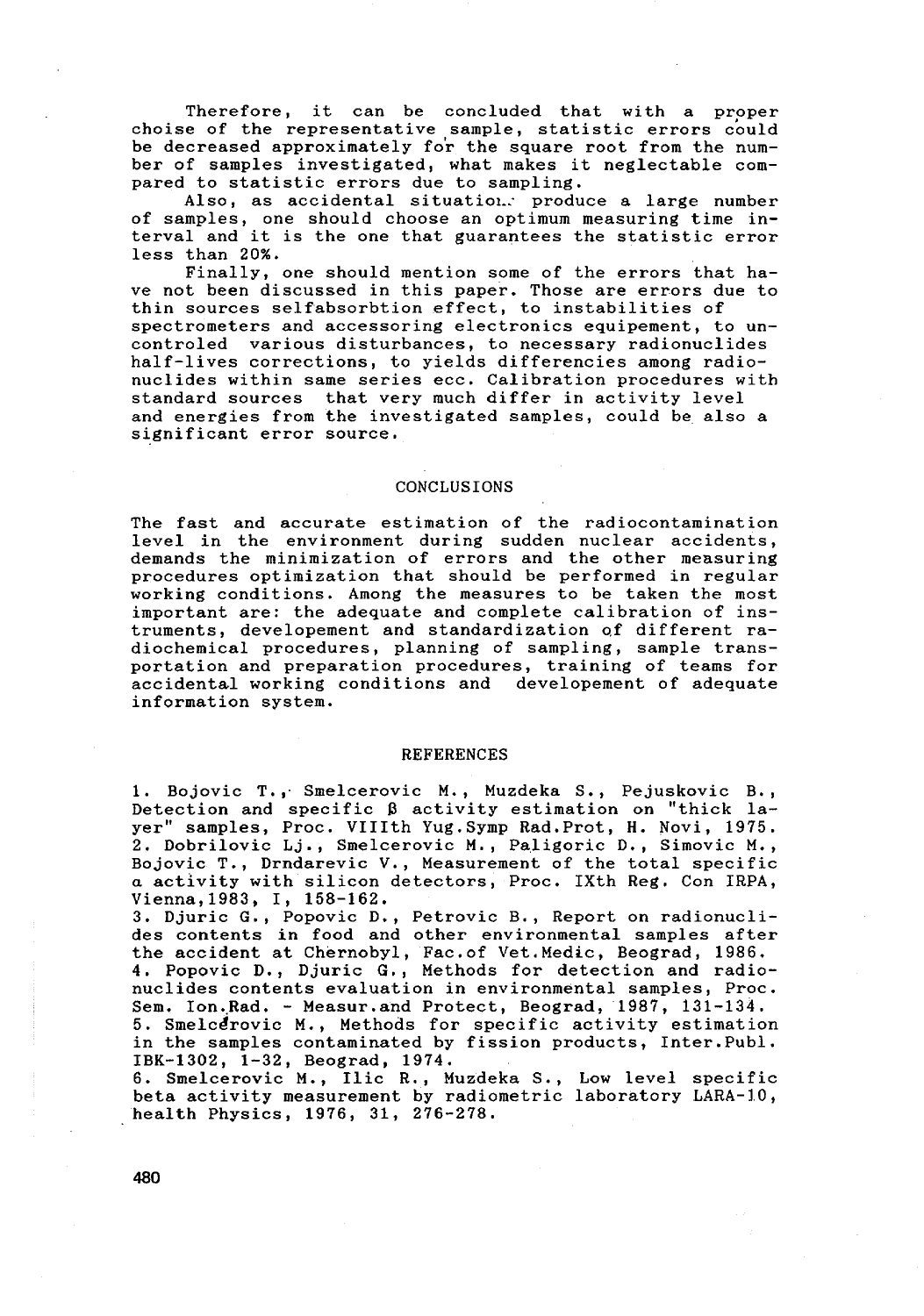Therefore, it can be concluded that with a proper choise of the representative sample, statistic errors could be decreased approximately for the square root from the number of samples investigated, what makes it neglectable compared to statistic errors due to sampling.

Also, as accidental situations produce a large number of samples, one should choose an optimum measuring time interval and it is the one that guarantees the statistic error less than 20%.

Finally, one should mention some of the errors that have not been discussed in this paper. Those are errors due to thin sources selfabsorbtion effect, to instabilities of spectrometers and accessoring electronics equipement, to uncontroled various disturbances, to necessary radionuclides half-lives corrections, to yields differencies among radionuclides within same series ecc. Calibration procedures with standard sources that very much differ in activity level and energies from the investigated samples, could be also a significant error source.

## CONCLUSIONS

The fast and accurate estimation of the radiocontamination level in the environment during sudden nuclear accidents, demands the minimization of errors and the other measuring procedures optimization that should be performed in regular working conditions. Among the measures to be taken the most important are: the adequate and complete calibration of instruments, developement and standardization of different radiochemical procedures, planning of sampling, sample transportation and preparation procedures, training of teams for accidental working conditions and developement of adequate information system.

## REFERENCES

1. Bojovic T., Smelcerovic M., Muzdeka S., Pejuskovic B., Detection and specific β activity estimation on "thick layer" samples, Proc. VIIIth Yug.Symp Rad.Prot, H. Novi, 1975.
2. Dobrilovic Lj., Smelcerovic M., Paligoric D., Simovic M., Bojovic T., Drndarevic V., Measurement of the total specific α activity with silicon detectors, Proc. IXth Reg. Con IRPA, Vienna, 1983, I, 158-162.
3. Djuric G., Popovic D., Petrovic B., Report on radionuclides contents in food and other environmental samples after the accident at Chernobyl, Fac.of Vet.Medic, Beograd, 1986.
4. Popovic D., Djuric G., Methods for detection and radionuclides contents evaluation in environmental samples, Proc. Sem. Ion.Rad. - Measur.and Protect, Beograd, 1987, 131-134.
5. Smelcerovic M., Methods for specific activity estimation in the samples contaminated by fission products, Inter.Publ. IBK-1302, 1-32, Beograd, 1974.
6. Smelcerovic M., Ilic R., Muzdeka S., Low level specific beta activity measurement by radiometric laboratory LARA-10, health Physics, 1976, 31, 276-278.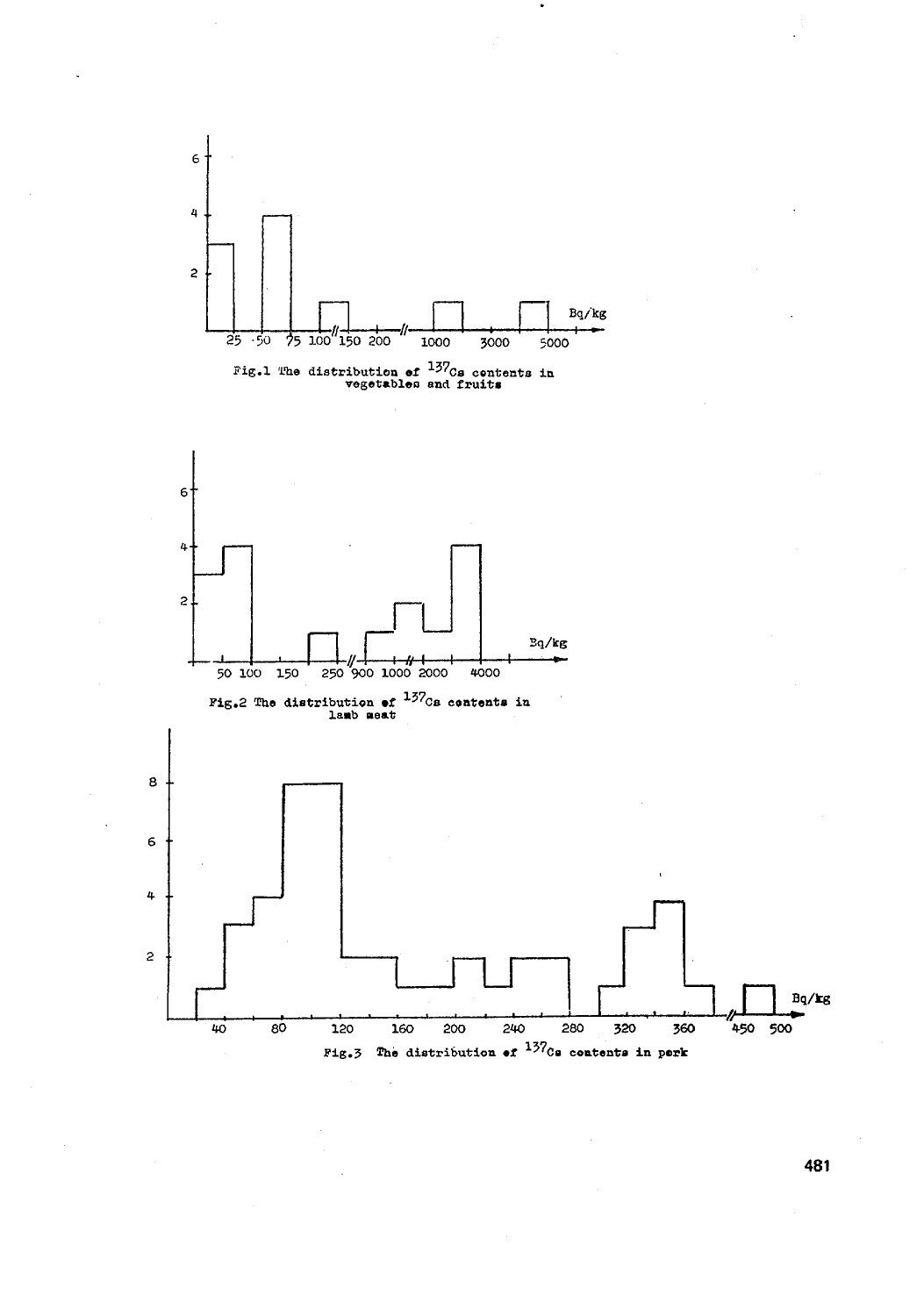6

4

2

25 50 75 100 150 200 1000 3000 5000

Bq/kg

Fig.1 The distribution of $^{137}Cs$ contents in vegetables and fruits

6

4

2

50 100 150 250 900 1000 2000 4000

Bq/kg

Fig.2 The distribution of $^{137}Cs$ contents in lamb meat

8

6

4

2

40 80 120 160 200 240 280 320 360 450 500

Bq/kg

Fig.3 The distribution of $^{137}Cs$ contents in pork